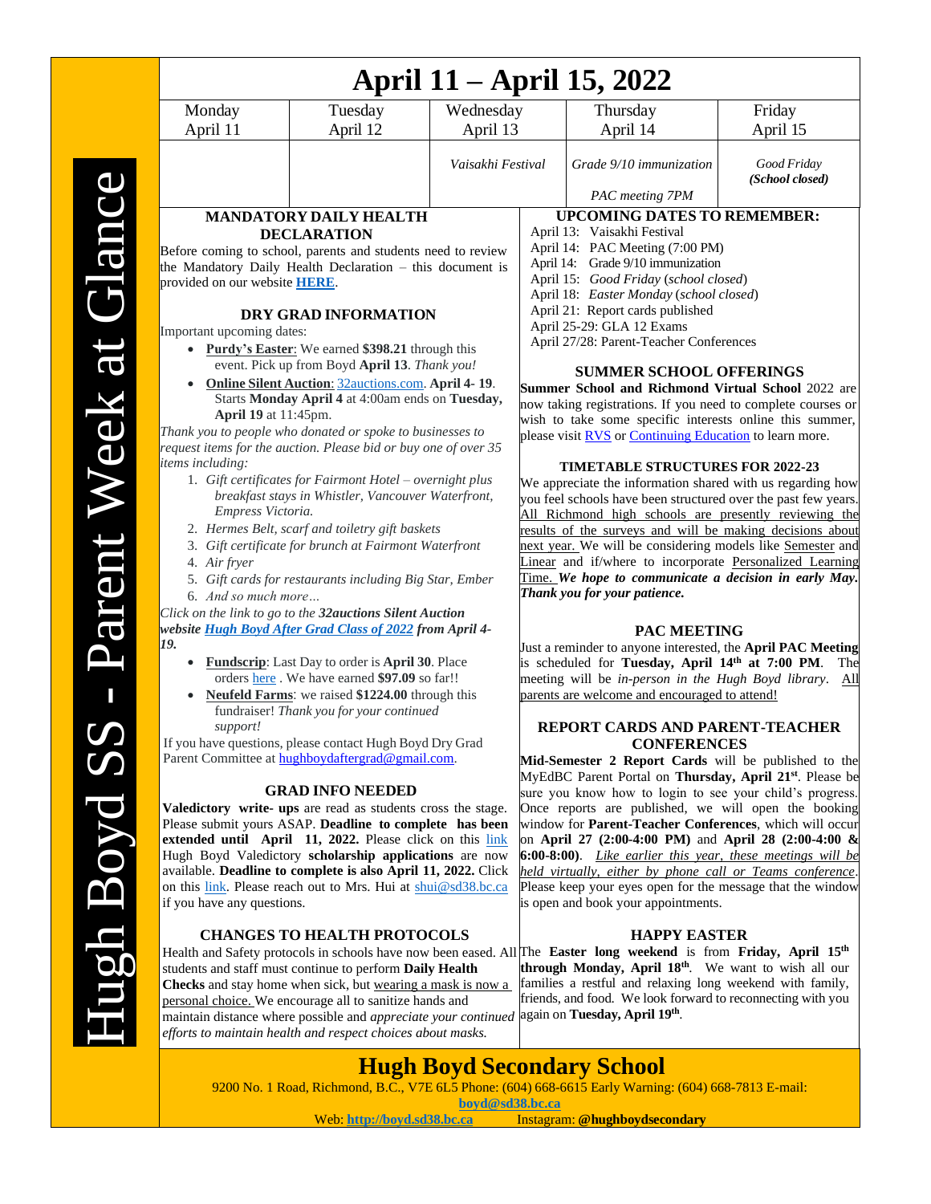# Hugh Boyd SS - Parent Week at Glance

# April 11 – April 15, 2022

| Monday April 11 | Tuesday April 12 | Wednesday April 13 | Thursday April 14 | Friday April 15 |
|---|---|---|---|---|
| | | *Vaisakhi Festival* | *Grade 9/10 immunization*<br><br>*PAC meeting 7PM* | *Good Friday* ***(School closed)*** |

## MANDATORY DAILY HEALTH DECLARATION

Before coming to school, parents and students need to review the Mandatory Daily Health Declaration – this document is provided on our website **HERE**.

## DRY GRAD INFORMATION

Important upcoming dates:

- **Purdy's Easter**: We earned **$398.21** through this event. Pick up from Boyd **April 13**. *Thank you!*
- **Online Silent Auction**: 32auctions.com. **April 4- 19**. Starts **Monday April 4** at 4:00am ends on **Tuesday, April 19** at 11:45pm.

*Thank you to people who donated or spoke to businesses to request items for the auction. Please bid or buy one of over 35 items including:*

1. *Gift certificates for Fairmont Hotel – overnight plus breakfast stays in Whistler, Vancouver Waterfront, Empress Victoria.*
2. *Hermes Belt, scarf and toiletry gift baskets*
3. *Gift certificate for brunch at Fairmont Waterfront*
4. *Air fryer*
5. *Gift cards for restaurants including Big Star, Ember*
6. *And so much more…*

*Click on the link to go to the* ***32auctions Silent Auction website Hugh Boyd After Grad Class of 2022 from April 4-19.***

- **Fundscrip**: Last Day to order is **April 30**. Place orders here . We have earned **$97.09** so far!!
- **Neufeld Farms**: we raised **$1224.00** through this fundraiser! *Thank you for your continued support!*

If you have questions, please contact Hugh Boyd Dry Grad Parent Committee at hughboydaftergrad@gmail.com.

## GRAD INFO NEEDED

**Valedictory write- ups** are read as students cross the stage. Please submit yours ASAP. **Deadline to complete has been extended until April 11, 2022.** Please click on this link Hugh Boyd Valedictory **scholarship applications** are now available. **Deadline to complete is also April 11, 2022.** Click on this link. Please reach out to Mrs. Hui at shui@sd38.bc.ca if you have any questions.

## CHANGES TO HEALTH PROTOCOLS

Health and Safety protocols in schools have now been eased. All students and staff must continue to perform **Daily Health Checks** and stay home when sick, but wearing a mask is now a personal choice. We encourage all to sanitize hands and maintain distance where possible and *appreciate your continued efforts to maintain health and respect choices about masks.*

## UPCOMING DATES TO REMEMBER:

April 13: Vaisakhi Festival
April 14: PAC Meeting (7:00 PM)
April 14: Grade 9/10 immunization
April 15: *Good Friday* (*school closed*)
April 18: *Easter Monday* (*school closed*)
April 21: Report cards published
April 25-29: GLA 12 Exams
April 27/28: Parent-Teacher Conferences

## SUMMER SCHOOL OFFERINGS

**Summer School and Richmond Virtual School** 2022 are now taking registrations. If you need to complete courses or wish to take some specific interests online this summer, please visit RVS or Continuing Education to learn more.

## TIMETABLE STRUCTURES FOR 2022-23

We appreciate the information shared with us regarding how you feel schools have been structured over the past few years. All Richmond high schools are presently reviewing the results of the surveys and will be making decisions about next year. We will be considering models like Semester and Linear and if/where to incorporate Personalized Learning Time. ***We hope to communicate a decision in early May. Thank you for your patience.***

## PAC MEETING

Just a reminder to anyone interested, the **April PAC Meeting** is scheduled for **Tuesday, April 14th at 7:00 PM**. The meeting will be *in-person* in *the Hugh Boyd library*. All parents are welcome and encouraged to attend!

## REPORT CARDS AND PARENT-TEACHER CONFERENCES

**Mid-Semester 2 Report Cards** will be published to the MyEdBC Parent Portal on **Thursday, April 21st**. Please be sure you know how to login to see your child's progress. Once reports are published, we will open the booking window for **Parent-Teacher Conferences**, which will occur on **April 27 (2:00-4:00 PM)** and **April 28 (2:00-4:00 & 6:00-8:00)**. *Like earlier this year, these meetings will be held virtually, either by phone call or Teams conference*. Please keep your eyes open for the message that the window is open and book your appointments.

## HAPPY EASTER

The **Easter long weekend** is from **Friday, April 15th through Monday, April 18th**. We want to wish all our families a restful and relaxing long weekend with family, friends, and food. We look forward to reconnecting with you again on **Tuesday, April 19th**.

## Hugh Boyd Secondary School

9200 No. 1 Road, Richmond, B.C., V7E 6L5 Phone: (604) 668-6615 Early Warning: (604) 668-7813 E-mail: **boyd@sd38.bc.ca**
Web: **http://boyd.sd38.bc.ca** Instagram: **@hughboydsecondary**